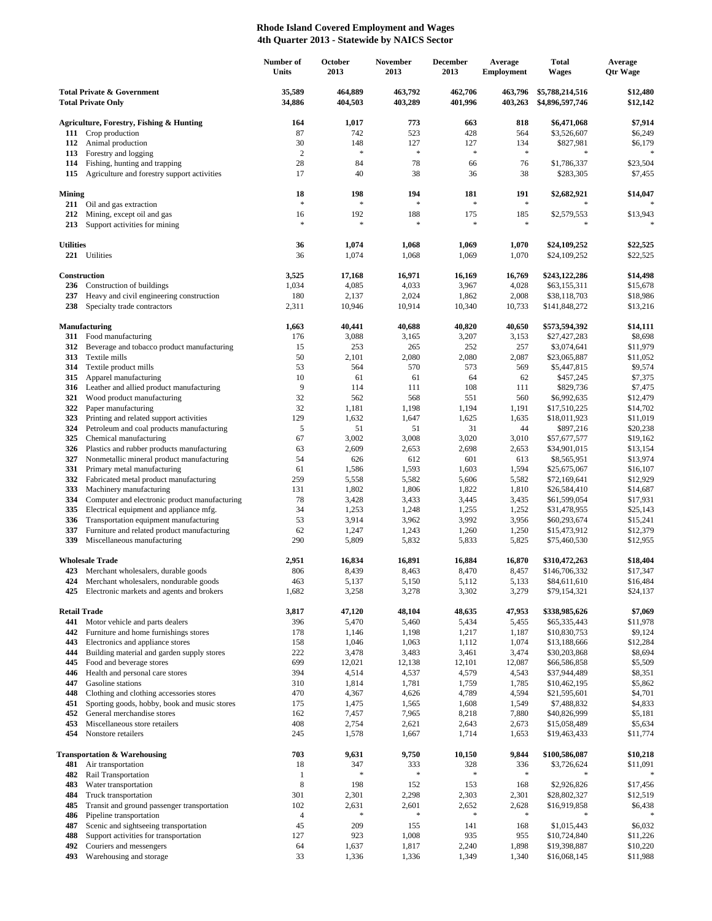# Rhode Island Covered Employment and Wages
## 4th Quarter 2013 - Statewide by NAICS Sector

| | | Number of Units | October 2013 | November 2013 | December 2013 | Average Employment | Total Wages | Average Qtr Wage |
|---|---|---|---|---|---|---|---|---|
| **Total Private & Government** | | **35,589** | **464,889** | **463,792** | **462,706** | **463,796** | **$5,788,214,516** | **$12,480** |
| **Total Private Only** | | **34,886** | **404,503** | **403,289** | **401,996** | **403,263** | **$4,896,597,746** | **$12,142** |
| **Agriculture, Forestry, Fishing & Hunting** | | **164** | **1,017** | **773** | **663** | **818** | **$6,471,068** | **$7,914** |
| **111** | Crop production | 87 | 742 | 523 | 428 | 564 | $3,526,607 | $6,249 |
| **112** | Animal production | 30 | 148 | 127 | 127 | 134 | $827,981 | $6,179 |
| **113** | Forestry and logging | 2 | * | * | * | * | * | * |
| **114** | Fishing, hunting and trapping | 28 | 84 | 78 | 66 | 76 | $1,786,337 | $23,504 |
| **115** | Agriculture and forestry support activities | 17 | 40 | 38 | 36 | 38 | $283,305 | $7,455 |
| **Mining** | | **18** | **198** | **194** | **181** | **191** | **$2,682,921** | **$14,047** |
| **211** | Oil and gas extraction | * | * | * | * | * | * | * |
| **212** | Mining, except oil and gas | 16 | 192 | 188 | 175 | 185 | $2,579,553 | $13,943 |
| **213** | Support activities for mining | * | * | * | * | * | * | * |
| **Utilities** | | **36** | **1,074** | **1,068** | **1,069** | **1,070** | **$24,109,252** | **$22,525** |
| **221** | Utilities | 36 | 1,074 | 1,068 | 1,069 | 1,070 | $24,109,252 | $22,525 |
| **Construction** | | **3,525** | **17,168** | **16,971** | **16,169** | **16,769** | **$243,122,286** | **$14,498** |
| **236** | Construction of buildings | 1,034 | 4,085 | 4,033 | 3,967 | 4,028 | $63,155,311 | $15,678 |
| **237** | Heavy and civil engineering construction | 180 | 2,137 | 2,024 | 1,862 | 2,008 | $38,118,703 | $18,986 |
| **238** | Specialty trade contractors | 2,311 | 10,946 | 10,914 | 10,340 | 10,733 | $141,848,272 | $13,216 |
| **Manufacturing** | | **1,663** | **40,441** | **40,688** | **40,820** | **40,650** | **$573,594,392** | **$14,111** |
| **311** | Food manufacturing | 176 | 3,088 | 3,165 | 3,207 | 3,153 | $27,427,283 | $8,698 |
| **312** | Beverage and tobacco product manufacturing | 15 | 253 | 265 | 252 | 257 | $3,074,641 | $11,979 |
| **313** | Textile mills | 50 | 2,101 | 2,080 | 2,080 | 2,087 | $23,065,887 | $11,052 |
| **314** | Textile product mills | 53 | 564 | 570 | 573 | 569 | $5,447,815 | $9,574 |
| **315** | Apparel manufacturing | 10 | 61 | 61 | 64 | 62 | $457,245 | $7,375 |
| **316** | Leather and allied product manufacturing | 9 | 114 | 111 | 108 | 111 | $829,736 | $7,475 |
| **321** | Wood product manufacturing | 32 | 562 | 568 | 551 | 560 | $6,992,635 | $12,479 |
| **322** | Paper manufacturing | 32 | 1,181 | 1,198 | 1,194 | 1,191 | $17,510,225 | $14,702 |
| **323** | Printing and related support activities | 129 | 1,632 | 1,647 | 1,625 | 1,635 | $18,011,923 | $11,019 |
| **324** | Petroleum and coal products manufacturing | 5 | 51 | 51 | 31 | 44 | $897,216 | $20,238 |
| **325** | Chemical manufacturing | 67 | 3,002 | 3,008 | 3,020 | 3,010 | $57,677,577 | $19,162 |
| **326** | Plastics and rubber products manufacturing | 63 | 2,609 | 2,653 | 2,698 | 2,653 | $34,901,015 | $13,154 |
| **327** | Nonmetallic mineral product manufacturing | 54 | 626 | 612 | 601 | 613 | $8,565,951 | $13,974 |
| **331** | Primary metal manufacturing | 61 | 1,586 | 1,593 | 1,603 | 1,594 | $25,675,067 | $16,107 |
| **332** | Fabricated metal product manufacturing | 259 | 5,558 | 5,582 | 5,606 | 5,582 | $72,169,641 | $12,929 |
| **333** | Machinery manufacturing | 131 | 1,802 | 1,806 | 1,822 | 1,810 | $26,584,410 | $14,687 |
| **334** | Computer and electronic product manufacturing | 78 | 3,428 | 3,433 | 3,445 | 3,435 | $61,599,054 | $17,931 |
| **335** | Electrical equipment and appliance mfg. | 34 | 1,253 | 1,248 | 1,255 | 1,252 | $31,478,955 | $25,143 |
| **336** | Transportation equipment manufacturing | 53 | 3,914 | 3,962 | 3,992 | 3,956 | $60,293,674 | $15,241 |
| **337** | Furniture and related product manufacturing | 62 | 1,247 | 1,243 | 1,260 | 1,250 | $15,473,912 | $12,379 |
| **339** | Miscellaneous manufacturing | 290 | 5,809 | 5,832 | 5,833 | 5,825 | $75,460,530 | $12,955 |
| **Wholesale Trade** | | **2,951** | **16,834** | **16,891** | **16,884** | **16,870** | **$310,472,263** | **$18,404** |
| **423** | Merchant wholesalers, durable goods | 806 | 8,439 | 8,463 | 8,470 | 8,457 | $146,706,332 | $17,347 |
| **424** | Merchant wholesalers, nondurable goods | 463 | 5,137 | 5,150 | 5,112 | 5,133 | $84,611,610 | $16,484 |
| **425** | Electronic markets and agents and brokers | 1,682 | 3,258 | 3,278 | 3,302 | 3,279 | $79,154,321 | $24,137 |
| **Retail Trade** | | **3,817** | **47,120** | **48,104** | **48,635** | **47,953** | **$338,985,626** | **$7,069** |
| **441** | Motor vehicle and parts dealers | 396 | 5,470 | 5,460 | 5,434 | 5,455 | $65,335,443 | $11,978 |
| **442** | Furniture and home furnishings stores | 178 | 1,146 | 1,198 | 1,217 | 1,187 | $10,830,753 | $9,124 |
| **443** | Electronics and appliance stores | 158 | 1,046 | 1,063 | 1,112 | 1,074 | $13,188,666 | $12,284 |
| **444** | Building material and garden supply stores | 222 | 3,478 | 3,483 | 3,461 | 3,474 | $30,203,868 | $8,694 |
| **445** | Food and beverage stores | 699 | 12,021 | 12,138 | 12,101 | 12,087 | $66,586,858 | $5,509 |
| **446** | Health and personal care stores | 394 | 4,514 | 4,537 | 4,579 | 4,543 | $37,944,489 | $8,351 |
| **447** | Gasoline stations | 310 | 1,814 | 1,781 | 1,759 | 1,785 | $10,462,195 | $5,862 |
| **448** | Clothing and clothing accessories stores | 470 | 4,367 | 4,626 | 4,789 | 4,594 | $21,595,601 | $4,701 |
| **451** | Sporting goods, hobby, book and music stores | 175 | 1,475 | 1,565 | 1,608 | 1,549 | $7,488,832 | $4,833 |
| **452** | General merchandise stores | 162 | 7,457 | 7,965 | 8,218 | 7,880 | $40,826,999 | $5,181 |
| **453** | Miscellaneous store retailers | 408 | 2,754 | 2,621 | 2,643 | 2,673 | $15,058,489 | $5,634 |
| **454** | Nonstore retailers | 245 | 1,578 | 1,667 | 1,714 | 1,653 | $19,463,433 | $11,774 |
| **Transportation & Warehousing** | | **703** | **9,631** | **9,750** | **10,150** | **9,844** | **$100,586,087** | **$10,218** |
| **481** | Air transportation | 18 | 347 | 333 | 328 | 336 | $3,726,624 | $11,091 |
| **482** | Rail Transportation | 1 | * | * | * | * | * | * |
| **483** | Water transportation | 8 | 198 | 152 | 153 | 168 | $2,926,826 | $17,456 |
| **484** | Truck transportation | 301 | 2,301 | 2,298 | 2,303 | 2,301 | $28,802,327 | $12,519 |
| **485** | Transit and ground passenger transportation | 102 | 2,631 | 2,601 | 2,652 | 2,628 | $16,919,858 | $6,438 |
| **486** | Pipeline transportation | 4 | * | * | * | * | * | * |
| **487** | Scenic and sightseeing transportation | 45 | 209 | 155 | 141 | 168 | $1,015,443 | $6,032 |
| **488** | Support activities for transportation | 127 | 923 | 1,008 | 935 | 955 | $10,724,840 | $11,226 |
| **492** | Couriers and messengers | 64 | 1,637 | 1,817 | 2,240 | 1,898 | $19,398,887 | $10,220 |
| **493** | Warehousing and storage | 33 | 1,336 | 1,336 | 1,349 | 1,340 | $16,068,145 | $11,988 |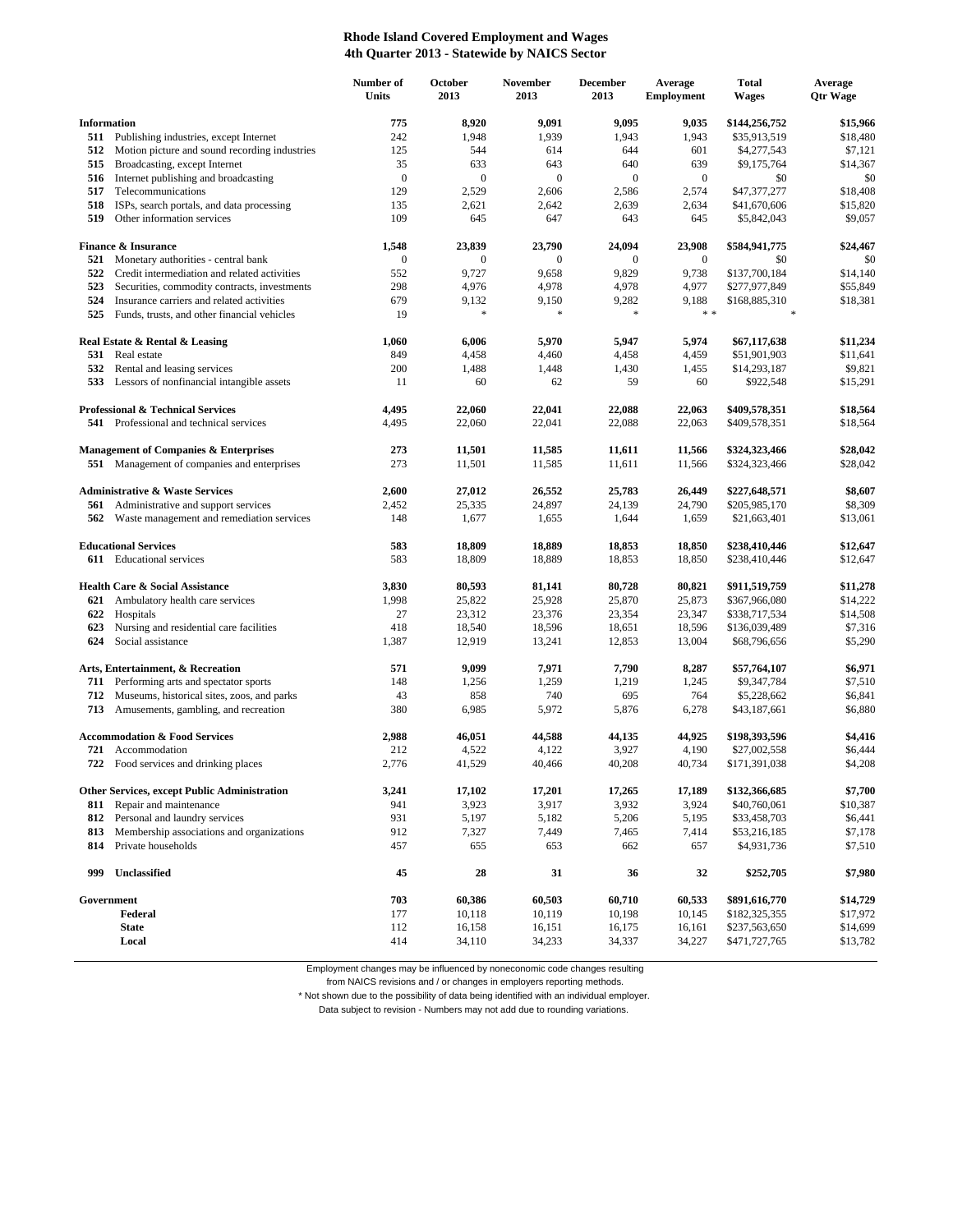# Rhode Island Covered Employment and Wages
## 4th Quarter 2013 - Statewide by NAICS Sector

| | Number of Units | October 2013 | November 2013 | December 2013 | Average Employment | Total Wages | Average Qtr Wage |
|---|---|---|---|---|---|---|---|
| **Information** | **775** | **8,920** | **9,091** | **9,095** | **9,035** | **$144,256,752** | **$15,966** |
| **511** Publishing industries, except Internet | 242 | 1,948 | 1,939 | 1,943 | 1,943 | $35,913,519 | $18,480 |
| **512** Motion picture and sound recording industries | 125 | 544 | 614 | 644 | 601 | $4,277,543 | $7,121 |
| **515** Broadcasting, except Internet | 35 | 633 | 643 | 640 | 639 | $9,175,764 | $14,367 |
| **516** Internet publishing and broadcasting | 0 | 0 | 0 | 0 | 0 | $0 | $0 |
| **517** Telecommunications | 129 | 2,529 | 2,606 | 2,586 | 2,574 | $47,377,277 | $18,408 |
| **518** ISPs, search portals, and data processing | 135 | 2,621 | 2,642 | 2,639 | 2,634 | $41,670,606 | $15,820 |
| **519** Other information services | 109 | 645 | 647 | 643 | 645 | $5,842,043 | $9,057 |
| **Finance & Insurance** | **1,548** | **23,839** | **23,790** | **24,094** | **23,908** | **$584,941,775** | **$24,467** |
| **521** Monetary authorities - central bank | 0 | 0 | 0 | 0 | 0 | $0 | $0 |
| **522** Credit intermediation and related activities | 552 | 9,727 | 9,658 | 9,829 | 9,738 | $137,700,184 | $14,140 |
| **523** Securities, commodity contracts, investments | 298 | 4,976 | 4,978 | 4,978 | 4,977 | $277,977,849 | $55,849 |
| **524** Insurance carriers and related activities | 679 | 9,132 | 9,150 | 9,282 | 9,188 | $168,885,310 | $18,381 |
| **525** Funds, trusts, and other financial vehicles | 19 | * | * | * | * * | | * |
| **Real Estate & Rental & Leasing** | **1,060** | **6,006** | **5,970** | **5,947** | **5,974** | **$67,117,638** | **$11,234** |
| **531** Real estate | 849 | 4,458 | 4,460 | 4,458 | 4,459 | $51,901,903 | $11,641 |
| **532** Rental and leasing services | 200 | 1,488 | 1,448 | 1,430 | 1,455 | $14,293,187 | $9,821 |
| **533** Lessors of nonfinancial intangible assets | 11 | 60 | 62 | 59 | 60 | $922,548 | $15,291 |
| **Professional & Technical Services** | **4,495** | **22,060** | **22,041** | **22,088** | **22,063** | **$409,578,351** | **$18,564** |
| **541** Professional and technical services | 4,495 | 22,060 | 22,041 | 22,088 | 22,063 | $409,578,351 | $18,564 |
| **Management of Companies & Enterprises** | **273** | **11,501** | **11,585** | **11,611** | **11,566** | **$324,323,466** | **$28,042** |
| **551** Management of companies and enterprises | 273 | 11,501 | 11,585 | 11,611 | 11,566 | $324,323,466 | $28,042 |
| **Administrative & Waste Services** | **2,600** | **27,012** | **26,552** | **25,783** | **26,449** | **$227,648,571** | **$8,607** |
| **561** Administrative and support services | 2,452 | 25,335 | 24,897 | 24,139 | 24,790 | $205,985,170 | $8,309 |
| **562** Waste management and remediation services | 148 | 1,677 | 1,655 | 1,644 | 1,659 | $21,663,401 | $13,061 |
| **Educational Services** | **583** | **18,809** | **18,889** | **18,853** | **18,850** | **$238,410,446** | **$12,647** |
| **611** Educational services | 583 | 18,809 | 18,889 | 18,853 | 18,850 | $238,410,446 | $12,647 |
| **Health Care & Social Assistance** | **3,830** | **80,593** | **81,141** | **80,728** | **80,821** | **$911,519,759** | **$11,278** |
| **621** Ambulatory health care services | 1,998 | 25,822 | 25,928 | 25,870 | 25,873 | $367,966,080 | $14,222 |
| **622** Hospitals | 27 | 23,312 | 23,376 | 23,354 | 23,347 | $338,717,534 | $14,508 |
| **623** Nursing and residential care facilities | 418 | 18,540 | 18,596 | 18,651 | 18,596 | $136,039,489 | $7,316 |
| **624** Social assistance | 1,387 | 12,919 | 13,241 | 12,853 | 13,004 | $68,796,656 | $5,290 |
| **Arts, Entertainment, & Recreation** | **571** | **9,099** | **7,971** | **7,790** | **8,287** | **$57,764,107** | **$6,971** |
| **711** Performing arts and spectator sports | 148 | 1,256 | 1,259 | 1,219 | 1,245 | $9,347,784 | $7,510 |
| **712** Museums, historical sites, zoos, and parks | 43 | 858 | 740 | 695 | 764 | $5,228,662 | $6,841 |
| **713** Amusements, gambling, and recreation | 380 | 6,985 | 5,972 | 5,876 | 6,278 | $43,187,661 | $6,880 |
| **Accommodation & Food Services** | **2,988** | **46,051** | **44,588** | **44,135** | **44,925** | **$198,393,596** | **$4,416** |
| **721** Accommodation | 212 | 4,522 | 4,122 | 3,927 | 4,190 | $27,002,558 | $6,444 |
| **722** Food services and drinking places | 2,776 | 41,529 | 40,466 | 40,208 | 40,734 | $171,391,038 | $4,208 |
| **Other Services, except Public Administration** | **3,241** | **17,102** | **17,201** | **17,265** | **17,189** | **$132,366,685** | **$7,700** |
| **811** Repair and maintenance | 941 | 3,923 | 3,917 | 3,932 | 3,924 | $40,760,061 | $10,387 |
| **812** Personal and laundry services | 931 | 5,197 | 5,182 | 5,206 | 5,195 | $33,458,703 | $6,441 |
| **813** Membership associations and organizations | 912 | 7,327 | 7,449 | 7,465 | 7,414 | $53,216,185 | $7,178 |
| **814** Private households | 457 | 655 | 653 | 662 | 657 | $4,931,736 | $7,510 |
| **999 Unclassified** | **45** | **28** | **31** | **36** | **32** | **$252,705** | **$7,980** |
| **Government** | **703** | **60,386** | **60,503** | **60,710** | **60,533** | **$891,616,770** | **$14,729** |
| **Federal** | 177 | 10,118 | 10,119 | 10,198 | 10,145 | $182,325,355 | $17,972 |
| **State** | 112 | 16,158 | 16,151 | 16,175 | 16,161 | $237,563,650 | $14,699 |
| **Local** | 414 | 34,110 | 34,233 | 34,337 | 34,227 | $471,727,765 | $13,782 |

Employment changes may be influenced by noneconomic code changes resulting from NAICS revisions and / or changes in employers reporting methods.

* Not shown due to the possibility of data being identified with an individual employer.

Data subject to revision - Numbers may not add due to rounding variations.